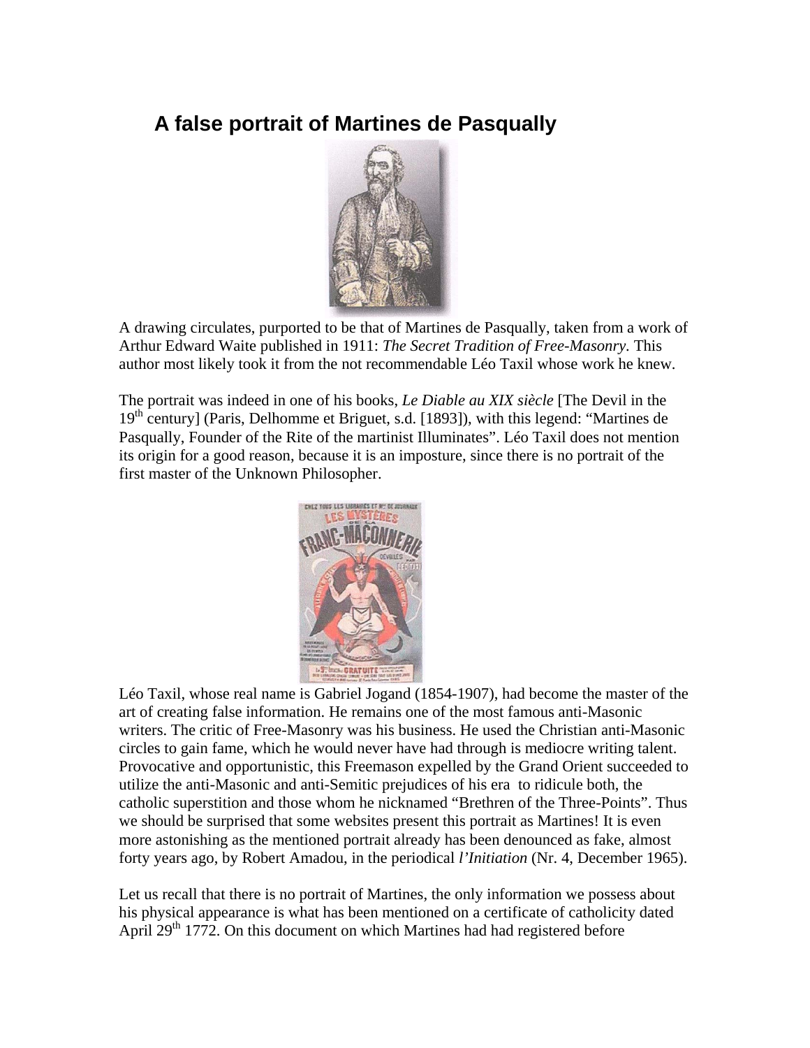# A false portrait of Martines de Pasqually

A drawing circulates, purported to be that of Martines de Pasqually, taken from a work of Arthur Edward Waite published in 1911: *The Secret Tradition of Free-Masonry.* This author most likely took it from the not recommendable Léo Taxil whose work he knew.

The portrait was indeed in one of his books, *Le Diable au XIX siècle* [The Devil in the 19th century] (Paris, Delhomme et Briguet, s.d. [1893]), with this legend: "Martines de Pasqually, Founder of the Rite of the martinist Illuminates". Léo Taxil does not mention its origin for a good reason, because it is an imposture, since there is no portrait of the first master of the Unknown Philosopher.

Léo Taxil, whose real name is Gabriel Jogand (1854-1907), had become the master of the art of creating false information. He remains one of the most famous anti-Masonic writers. The critic of Free-Masonry was his business. He used the Christian anti-Masonic circles to gain fame, which he would never have had through is mediocre writing talent. Provocative and opportunistic, this Freemason expelled by the Grand Orient succeeded to utilize the anti-Masonic and anti-Semitic prejudices of his era to ridicule both, the catholic superstition and those whom he nicknamed "Brethren of the Three-Points". Thus we should be surprised that some websites present this portrait as Martines! It is even more astonishing as the mentioned portrait already has been denounced as fake, almost forty years ago, by Robert Amadou, in the periodical *l'Initiation* (Nr. 4, December 1965).

Let us recall that there is no portrait of Martines, the only information we possess about his physical appearance is what has been mentioned on a certificate of catholicity dated April 29th 1772. On this document on which Martines had had registered before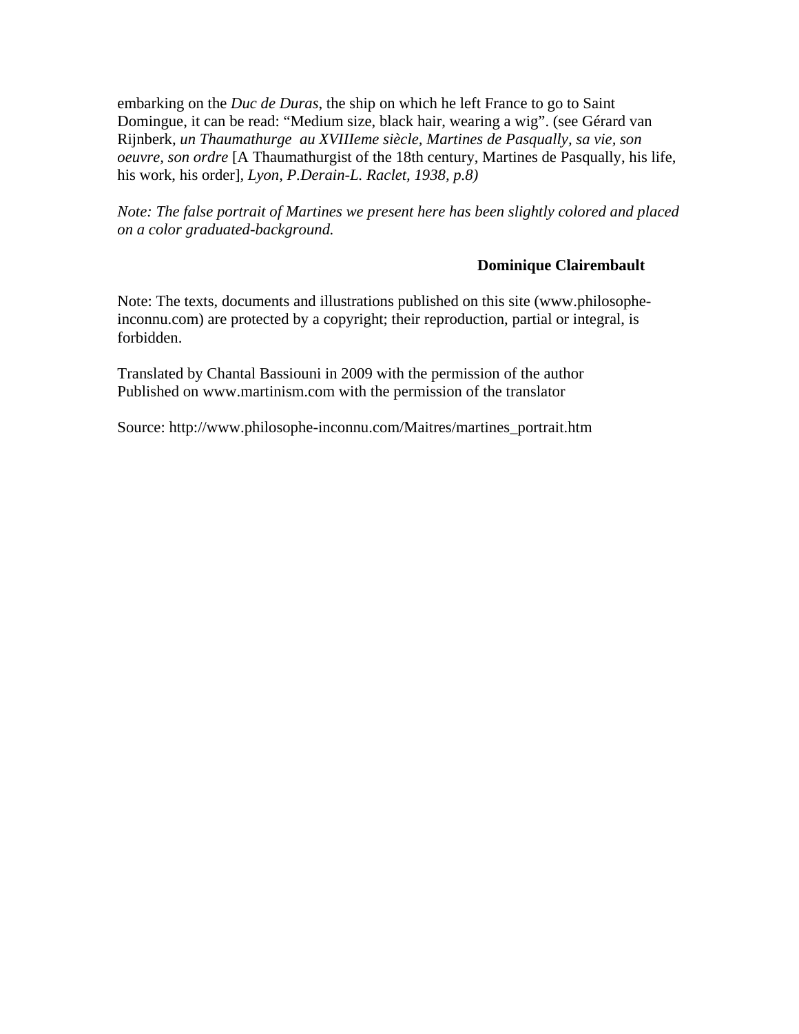embarking on the *Duc de Duras*, the ship on which he left France to go to Saint Domingue, it can be read: "Medium size, black hair, wearing a wig". (see Gérard van Rijnberk, *un Thaumathurge au XVIIIeme siècle, Martines de Pasqually, sa vie, son oeuvre, son ordre* [A Thaumathurgist of the 18th century, Martines de Pasqually, his life, his work, his order], *Lyon, P.Derain-L. Raclet, 1938, p.8)*

*Note: The false portrait of Martines we present here has been slightly colored and placed on a color graduated-background.*

**Dominique Clairembault**

Note: The texts, documents and illustrations published on this site (www.philosophe-inconnu.com) are protected by a copyright; their reproduction, partial or integral, is forbidden.

Translated by Chantal Bassiouni in 2009 with the permission of the author
Published on www.martinism.com with the permission of the translator

Source: http://www.philosophe-inconnu.com/Maitres/martines_portrait.htm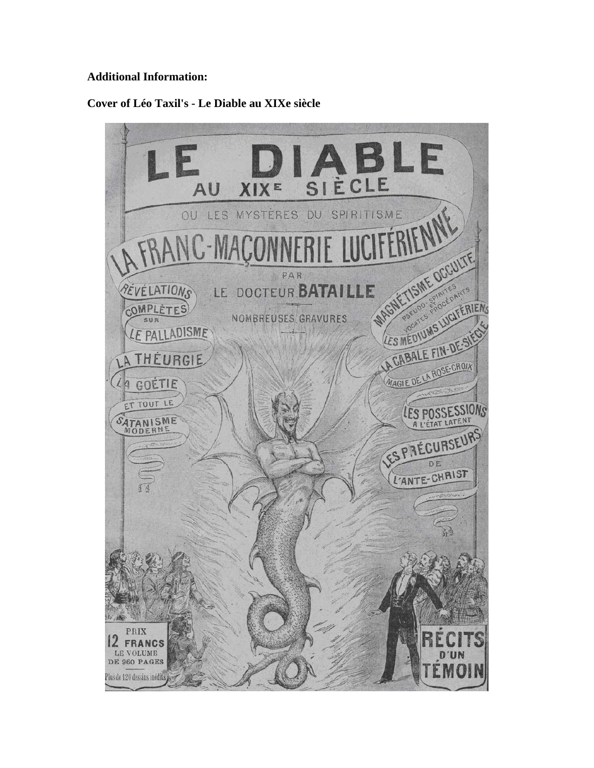**Additional Information:**

**Cover of Léo Taxil's - Le Diable au XIXe siècle**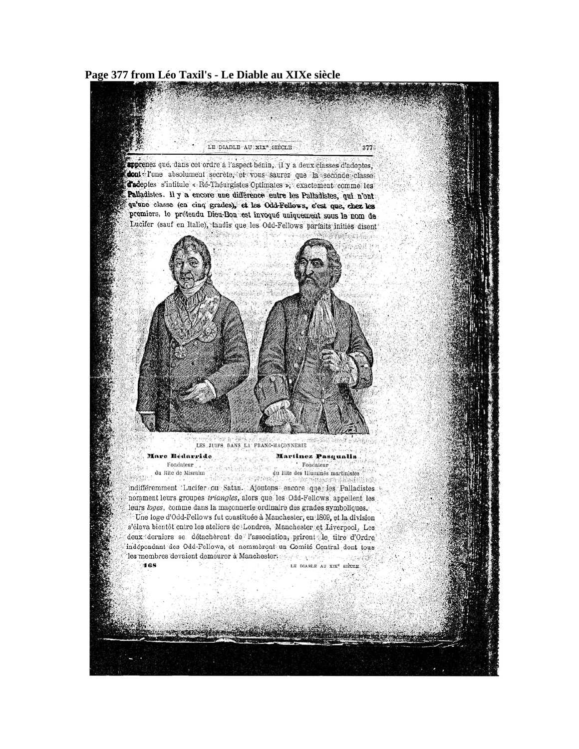Page 377 from Léo Taxil's - Le Diable au XIXe siècle

apprenez que, dans cet ordre à l'aspect bénin, il y a deux classes d'adeptes, dont l'une absolument secrète, et vous saurez que la seconde classe d'adeptes s'intitule « Ré-Théurgistes Optimates », exactement comme les Palladistes. **Il y a encore une différence entre les Palladistes, qui n'ont qu'une classe (en cinq grades), et les Odd-Fellows, c'est que, chez les premiers, le prétendu Dieu-Bon est invoqué uniquement sous le nom de** Lucifer (sauf en Italie), tandis que les Odd-Fellows parfaits initiés disent

LES JUIFS DANS LA FRANC-MAÇONNERIE

**Marc Bédarride**
Fondateur
du Rite de Misraïm

**Martinez Pasqualis**
Fondateur
du Rite des Illuminés martinistes

indifféremment Lucifer ou Satan. Ajoutons encore que les Palladistes nomment leurs groupes *triangles*, alors que les Odd-Fellows appellent les leurs *loges*, comme dans la maçonnerie ordinaire des grades symboliques.

Une loge d'Odd-Fellows fut constituée à Manchester, en 1809, et la division s'éleva bientôt entre les ateliers de Londres, Manchester et Liverpool. Les deux derniers se détachèrent de l'association, prirent le titre d'Ordre indépendant des Odd-Fellows, et nommèrent un Comité Central dont tous les membres devaient demeurer à Manchester.